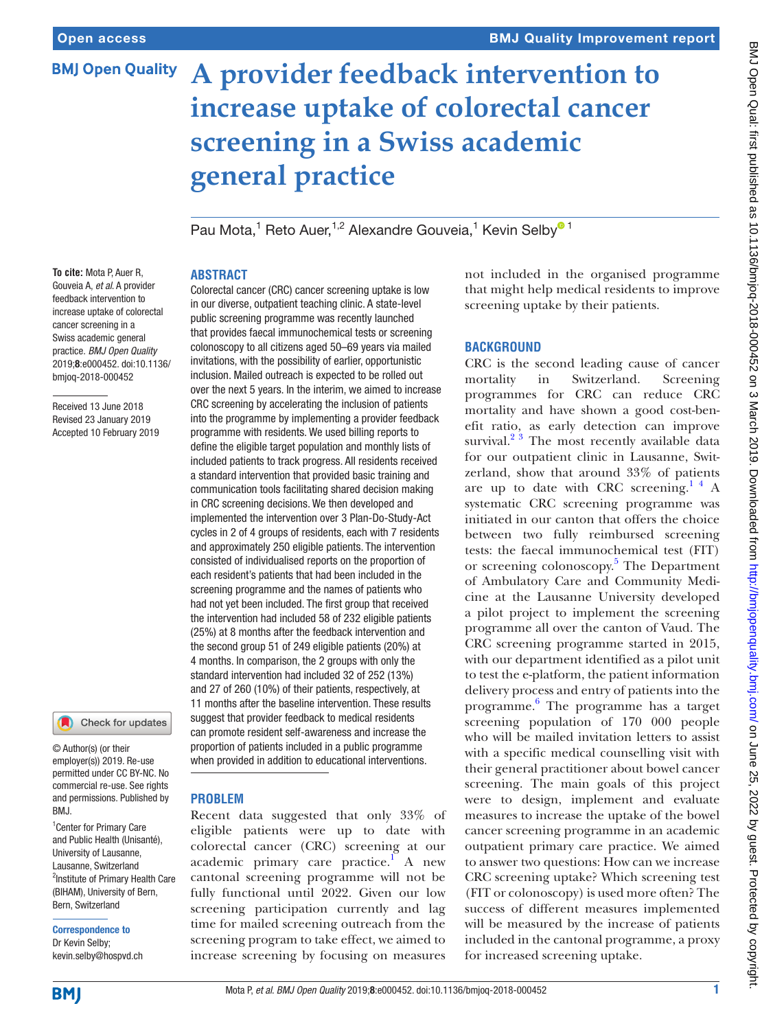# A provider feedback intervention to increase uptake of colorectal cancer screening in a Swiss academic general practice

Pau Mota,[1] Reto Auer,[1,2] Alexandre Gouveia,[1] Kevin Selby[1]

**To cite:** Mota P, Auer R, Gouveia A, *et al*. A provider feedback intervention to increase uptake of colorectal cancer screening in a Swiss academic general practice. *BMJ Open Quality* 2019;**8**:e000452. doi:10.1136/bmjoq-2018-000452

Received 13 June 2018
Revised 23 January 2019
Accepted 10 February 2019

© Author(s) (or their employer(s)) 2019. Re-use permitted under CC BY-NC. No commercial re-use. See rights and permissions. Published by BMJ.

[1]Center for Primary Care and Public Health (Unisanté), University of Lausanne, Lausanne, Switzerland
[2]Institute of Primary Health Care (BIHAM), University of Bern, Bern, Switzerland

**Correspondence to**
Dr Kevin Selby;
kevin.selby@hospvd.ch

## ABSTRACT

Colorectal cancer (CRC) cancer screening uptake is low in our diverse, outpatient teaching clinic. A state-level public screening programme was recently launched that provides faecal immunochemical tests or screening colonoscopy to all citizens aged 50–69 years via mailed invitations, with the possibility of earlier, opportunistic inclusion. Mailed outreach is expected to be rolled out over the next 5 years. In the interim, we aimed to increase CRC screening by accelerating the inclusion of patients into the programme by implementing a provider feedback programme with residents. We used billing reports to define the eligible target population and monthly lists of included patients to track progress. All residents received a standard intervention that provided basic training and communication tools facilitating shared decision making in CRC screening decisions. We then developed and implemented the intervention over 3 Plan-Do-Study-Act cycles in 2 of 4 groups of residents, each with 7 residents and approximately 250 eligible patients. The intervention consisted of individualised reports on the proportion of each resident's patients that had been included in the screening programme and the names of patients who had not yet been included. The first group that received the intervention had included 58 of 232 eligible patients (25%) at 8 months after the feedback intervention and the second group 51 of 249 eligible patients (20%) at 4 months. In comparison, the 2 groups with only the standard intervention had included 32 of 252 (13%) and 27 of 260 (10%) of their patients, respectively, at 11 months after the baseline intervention. These results suggest that provider feedback to medical residents can promote resident self-awareness and increase the proportion of patients included in a public programme when provided in addition to educational interventions.

## PROBLEM

Recent data suggested that only 33% of eligible patients were up to date with colorectal cancer (CRC) screening at our academic primary care practice.[1] A new cantonal screening programme will not be fully functional until 2022. Given our low screening participation currently and lag time for mailed screening outreach from the screening program to take effect, we aimed to increase screening by focusing on measures not included in the organised programme that might help medical residents to improve screening uptake by their patients.

## BACKGROUND

CRC is the second leading cause of cancer mortality in Switzerland. Screening programmes for CRC can reduce CRC mortality and have shown a good cost-benefit ratio, as early detection can improve survival.[2,3] The most recently available data for our outpatient clinic in Lausanne, Switzerland, show that around 33% of patients are up to date with CRC screening.[1,4] A systematic CRC screening programme was initiated in our canton that offers the choice between two fully reimbursed screening tests: the faecal immunochemical test (FIT) or screening colonoscopy.[5] The Department of Ambulatory Care and Community Medicine at the Lausanne University developed a pilot project to implement the screening programme all over the canton of Vaud. The CRC screening programme started in 2015, with our department identified as a pilot unit to test the e-platform, the patient information delivery process and entry of patients into the programme.[6] The programme has a target screening population of 170 000 people who will be mailed invitation letters to assist with a specific medical counselling visit with their general practitioner about bowel cancer screening. The main goals of this project were to design, implement and evaluate measures to increase the uptake of the bowel cancer screening programme in an academic outpatient primary care practice. We aimed to answer two questions: How can we increase CRC screening uptake? Which screening test (FIT or colonoscopy) is used more often? The success of different measures implemented will be measured by the increase of patients included in the cantonal programme, a proxy for increased screening uptake.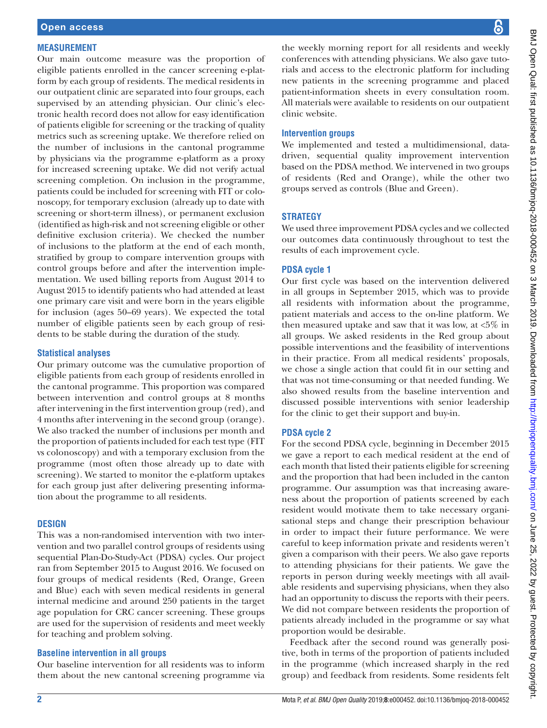## MEASUREMENT

Our main outcome measure was the proportion of eligible patients enrolled in the cancer screening e-platform by each group of residents. The medical residents in our outpatient clinic are separated into four groups, each supervised by an attending physician. Our clinic's electronic health record does not allow for easy identification of patients eligible for screening or the tracking of quality metrics such as screening uptake. We therefore relied on the number of inclusions in the cantonal programme by physicians via the programme e-platform as a proxy for increased screening uptake. We did not verify actual screening completion. On inclusion in the programme, patients could be included for screening with FIT or colonoscopy, for temporary exclusion (already up to date with screening or short-term illness), or permanent exclusion (identified as high-risk and not screening eligible or other definitive exclusion criteria). We checked the number of inclusions to the platform at the end of each month, stratified by group to compare intervention groups with control groups before and after the intervention implementation. We used billing reports from August 2014 to August 2015 to identify patients who had attended at least one primary care visit and were born in the years eligible for inclusion (ages 50–69 years). We expected the total number of eligible patients seen by each group of residents to be stable during the duration of the study.

### Statistical analyses

Our primary outcome was the cumulative proportion of eligible patients from each group of residents enrolled in the cantonal programme. This proportion was compared between intervention and control groups at 8 months after intervening in the first intervention group (red), and 4 months after intervening in the second group (orange). We also tracked the number of inclusions per month and the proportion of patients included for each test type (FIT vs colonoscopy) and with a temporary exclusion from the programme (most often those already up to date with screening). We started to monitor the e-platform uptakes for each group just after delivering presenting information about the programme to all residents.

## DESIGN

This was a non-randomised intervention with two intervention and two parallel control groups of residents using sequential Plan-Do-Study-Act (PDSA) cycles. Our project ran from September 2015 to August 2016. We focused on four groups of medical residents (Red, Orange, Green and Blue) each with seven medical residents in general internal medicine and around 250 patients in the target age population for CRC cancer screening. These groups are used for the supervision of residents and meet weekly for teaching and problem solving.

### Baseline intervention in all groups

Our baseline intervention for all residents was to inform them about the new cantonal screening programme via the weekly morning report for all residents and weekly conferences with attending physicians. We also gave tutorials and access to the electronic platform for including new patients in the screening programme and placed patient-information sheets in every consultation room. All materials were available to residents on our outpatient clinic website.

### Intervention groups

We implemented and tested a multidimensional, data-driven, sequential quality improvement intervention based on the PDSA method. We intervened in two groups of residents (Red and Orange), while the other two groups served as controls (Blue and Green).

## STRATEGY

We used three improvement PDSA cycles and we collected our outcomes data continuously throughout to test the results of each improvement cycle.

### PDSA cycle 1

Our first cycle was based on the intervention delivered in all groups in September 2015, which was to provide all residents with information about the programme, patient materials and access to the on-line platform. We then measured uptake and saw that it was low, at <5% in all groups. We asked residents in the Red group about possible interventions and the feasibility of interventions in their practice. From all medical residents' proposals, we chose a single action that could fit in our setting and that was not time-consuming or that needed funding. We also showed results from the baseline intervention and discussed possible interventions with senior leadership for the clinic to get their support and buy-in.

### PDSA cycle 2

For the second PDSA cycle, beginning in December 2015 we gave a report to each medical resident at the end of each month that listed their patients eligible for screening and the proportion that had been included in the canton programme. Our assumption was that increasing awareness about the proportion of patients screened by each resident would motivate them to take necessary organisational steps and change their prescription behaviour in order to impact their future performance. We were careful to keep information private and residents weren't given a comparison with their peers. We also gave reports to attending physicians for their patients. We gave the reports in person during weekly meetings with all available residents and supervising physicians, when they also had an opportunity to discuss the reports with their peers. We did not compare between residents the proportion of patients already included in the programme or say what proportion would be desirable.

Feedback after the second round was generally positive, both in terms of the proportion of patients included in the programme (which increased sharply in the red group) and feedback from residents. Some residents felt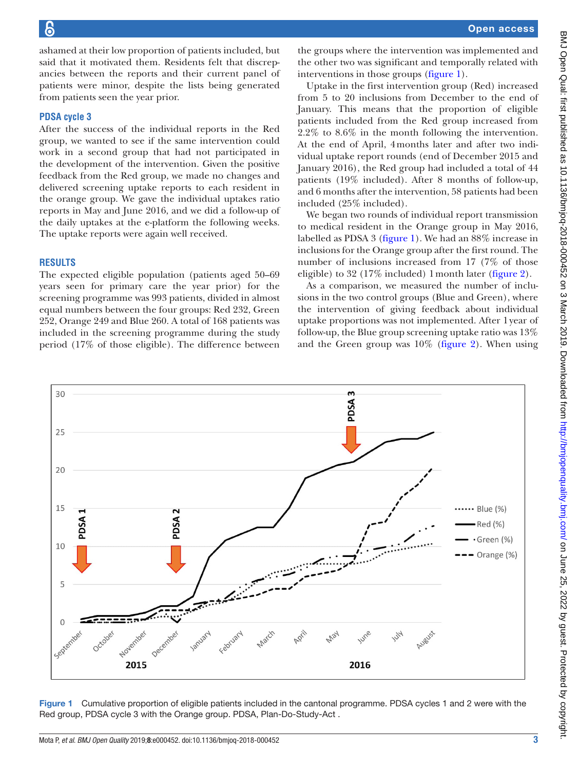ashamed at their low proportion of patients included, but said that it motivated them. Residents felt that discrepancies between the reports and their current panel of patients were minor, despite the lists being generated from patients seen the year prior.

### PDSA cycle 3

After the success of the individual reports in the Red group, we wanted to see if the same intervention could work in a second group that had not participated in the development of the intervention. Given the positive feedback from the Red group, we made no changes and delivered screening uptake reports to each resident in the orange group. We gave the individual uptakes ratio reports in May and June 2016, and we did a follow-up of the daily uptakes at the e-platform the following weeks. The uptake reports were again well received.

## RESULTS

The expected eligible population (patients aged 50–69 years seen for primary care the year prior) for the screening programme was 993 patients, divided in almost equal numbers between the four groups: Red 232, Green 252, Orange 249 and Blue 260. A total of 168 patients was included in the screening programme during the study period (17% of those eligible). The difference between the groups where the intervention was implemented and the other two was significant and temporally related with interventions in those groups (figure 1).

Uptake in the first intervention group (Red) increased from 5 to 20 inclusions from December to the end of January. This means that the proportion of eligible patients included from the Red group increased from 2.2% to 8.6% in the month following the intervention. At the end of April, 4 months later and after two individual uptake report rounds (end of December 2015 and January 2016), the Red group had included a total of 44 patients (19% included). After 8 months of follow-up, and 6 months after the intervention, 58 patients had been included (25% included).

We began two rounds of individual report transmission to medical resident in the Orange group in May 2016, labelled as PDSA 3 (figure 1). We had an 88% increase in inclusions for the Orange group after the first round. The number of inclusions increased from 17 (7% of those eligible) to 32 (17% included) 1 month later (figure 2).

As a comparison, we measured the number of inclusions in the two control groups (Blue and Green), where the intervention of giving feedback about individual uptake proportions was not implemented. After 1 year of follow-up, the Blue group screening uptake ratio was 13% and the Green group was 10% (figure 2). When using

30
25
20
15
10
5
0
PDSA 1
PDSA 2
PDSA 3
September
October
November
December
January
February
March
April
May
June
July
August
2015
2016
Blue (%)
Red (%)
Green (%)
Orange (%)

**Figure 1** Cumulative proportion of eligible patients included in the cantonal programme. PDSA cycles 1 and 2 were with the Red group, PDSA cycle 3 with the Orange group. PDSA, Plan-Do-Study-Act .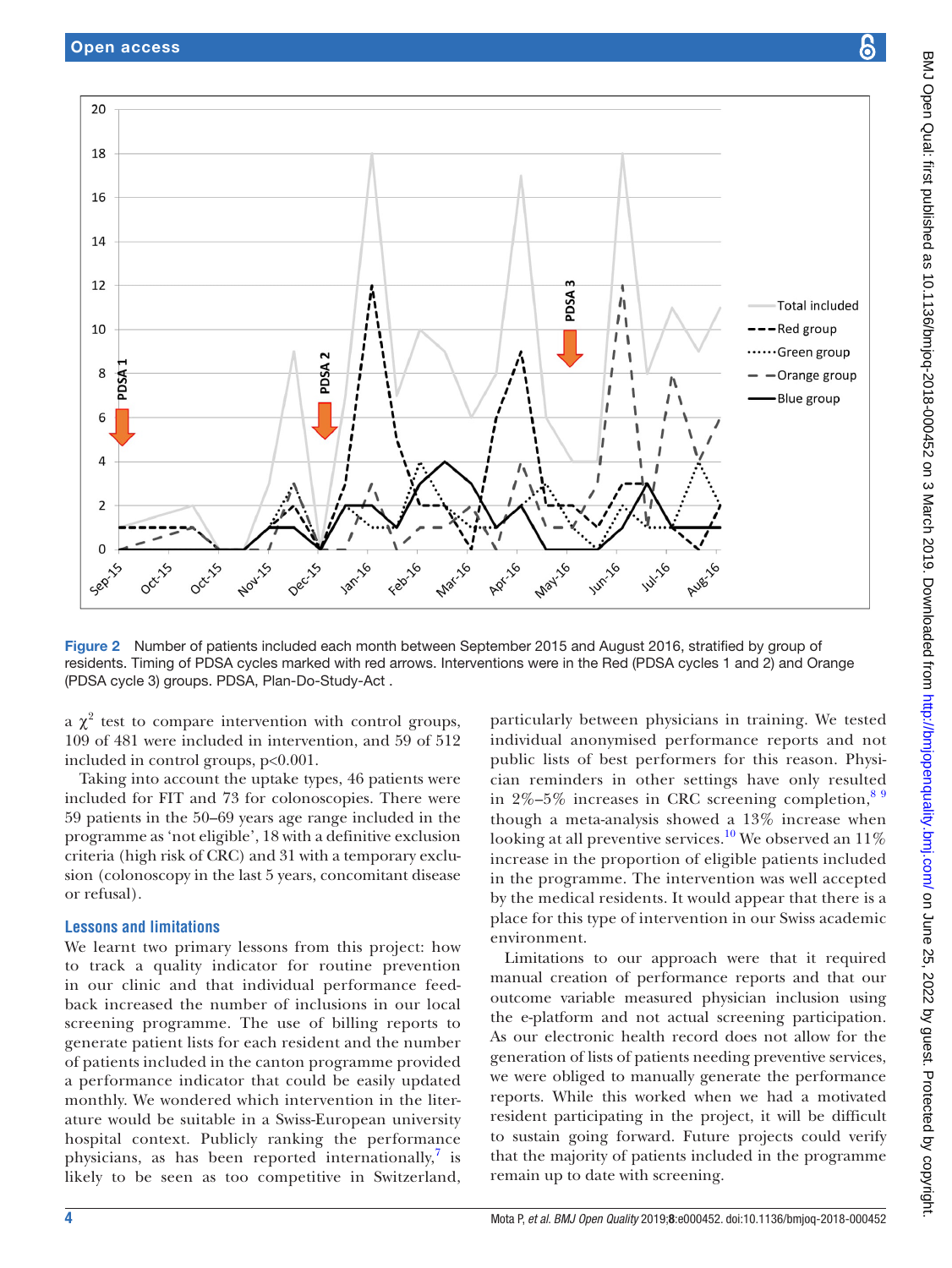Figure 2 Number of patients included each month between September 2015 and August 2016, stratified by group of residents. Timing of PDSA cycles marked with red arrows. Interventions were in the Red (PDSA cycles 1 and 2) and Orange (PDSA cycle 3) groups. PDSA, Plan-Do-Study-Act .

a $\chi^2$ test to compare intervention with control groups, 109 of 481 were included in intervention, and 59 of 512 included in control groups, p<0.001.

Taking into account the uptake types, 46 patients were included for FIT and 73 for colonoscopies. There were 59 patients in the 50–69 years age range included in the programme as 'not eligible', 18 with a definitive exclusion criteria (high risk of CRC) and 31 with a temporary exclusion (colonoscopy in the last 5 years, concomitant disease or refusal).

## Lessons and limitations

We learnt two primary lessons from this project: how to track a quality indicator for routine prevention in our clinic and that individual performance feedback increased the number of inclusions in our local screening programme. The use of billing reports to generate patient lists for each resident and the number of patients included in the canton programme provided a performance indicator that could be easily updated monthly. We wondered which intervention in the literature would be suitable in a Swiss-European university hospital context. Publicly ranking the performance physicians, as has been reported internationally,[7] is likely to be seen as too competitive in Switzerland, particularly between physicians in training. We tested individual anonymised performance reports and not public lists of best performers for this reason. Physician reminders in other settings have only resulted in 2%–5% increases in CRC screening completion,[8 9] though a meta-analysis showed a 13% increase when looking at all preventive services.[10] We observed an 11% increase in the proportion of eligible patients included in the programme. The intervention was well accepted by the medical residents. It would appear that there is a place for this type of intervention in our Swiss academic environment.

Limitations to our approach were that it required manual creation of performance reports and that our outcome variable measured physician inclusion using the e-platform and not actual screening participation. As our electronic health record does not allow for the generation of lists of patients needing preventive services, we were obliged to manually generate the performance reports. While this worked when we had a motivated resident participating in the project, it will be difficult to sustain going forward. Future projects could verify that the majority of patients included in the programme remain up to date with screening.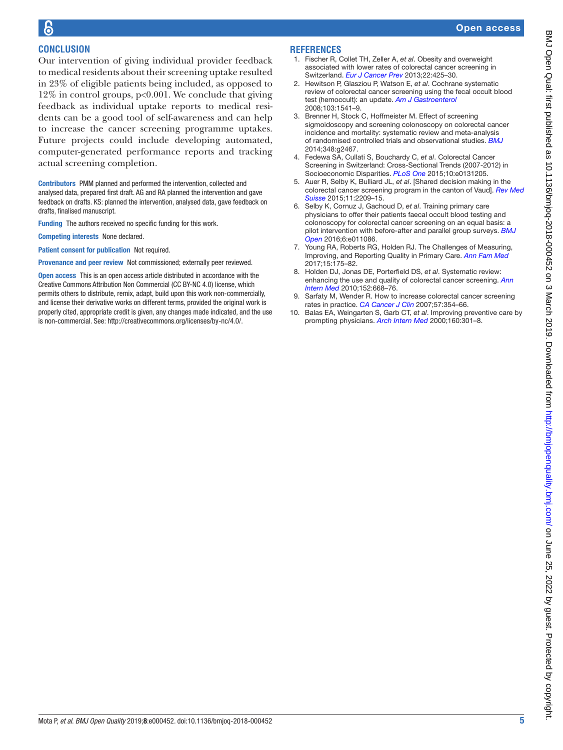## CONCLUSION

Our intervention of giving individual provider feedback to medical residents about their screening uptake resulted in 23% of eligible patients being included, as opposed to 12% in control groups, $p<0.001$. We conclude that giving feedback as individual uptake reports to medical residents can be a good tool of self-awareness and can help to increase the cancer screening programme uptakes. Future projects could include developing automated, computer-generated performance reports and tracking actual screening completion.

**Contributors** PMM planned and performed the intervention, collected and analysed data, prepared first draft. AG and RA planned the intervention and gave feedback on drafts. KS: planned the intervention, analysed data, gave feedback on drafts, finalised manuscript.

**Funding** The authors received no specific funding for this work.

**Competing interests** None declared.

**Patient consent for publication** Not required.

**Provenance and peer review** Not commissioned; externally peer reviewed.

**Open access** This is an open access article distributed in accordance with the Creative Commons Attribution Non Commercial (CC BY-NC 4.0) license, which permits others to distribute, remix, adapt, build upon this work non-commercially, and license their derivative works on different terms, provided the original work is properly cited, appropriate credit is given, any changes made indicated, and the use is non-commercial. See: http://creativecommons.org/licenses/by-nc/4.0/.

## REFERENCES

1. Fischer R, Collet TH, Zeller A, *et al*. Obesity and overweight associated with lower rates of colorectal cancer screening in Switzerland. *Eur J Cancer Prev* 2013;22:425–30.
2. Hewitson P, Glasziou P, Watson E, *et al*. Cochrane systematic review of colorectal cancer screening using the fecal occult blood test (hemoccult): an update. *Am J Gastroenterol* 2008;103:1541–9.
3. Brenner H, Stock C, Hoffmeister M. Effect of screening sigmoidoscopy and screening colonoscopy on colorectal cancer incidence and mortality: systematic review and meta-analysis of randomised controlled trials and observational studies. *BMJ* 2014;348:g2467.
4. Fedewa SA, Cullati S, Bouchardy C, *et al*. Colorectal Cancer Screening in Switzerland: Cross-Sectional Trends (2007-2012) in Socioeconomic Disparities. *PLoS One* 2015;10:e0131205.
5. Auer R, Selby K, Bulliard JL, *et al*. [Shared decision making in the colorectal cancer screening program in the canton of Vaud]. *Rev Med Suisse* 2015;11:2209–15.
6. Selby K, Cornuz J, Gachoud D, *et al*. Training primary care physicians to offer their patients faecal occult blood testing and colonoscopy for colorectal cancer screening on an equal basis: a pilot intervention with before-after and parallel group surveys. *BMJ Open* 2016;6:e011086.
7. Young RA, Roberts RG, Holden RJ. The Challenges of Measuring, Improving, and Reporting Quality in Primary Care. *Ann Fam Med* 2017;15:175–82.
8. Holden DJ, Jonas DE, Porterfield DS, *et al*. Systematic review: enhancing the use and quality of colorectal cancer screening. *Ann Intern Med* 2010;152:668–76.
9. Sarfaty M, Wender R. How to increase colorectal cancer screening rates in practice. *CA Cancer J Clin* 2007;57:354–66.
10. Balas EA, Weingarten S, Garb CT, *et al*. Improving preventive care by prompting physicians. *Arch Intern Med* 2000;160:301–8.